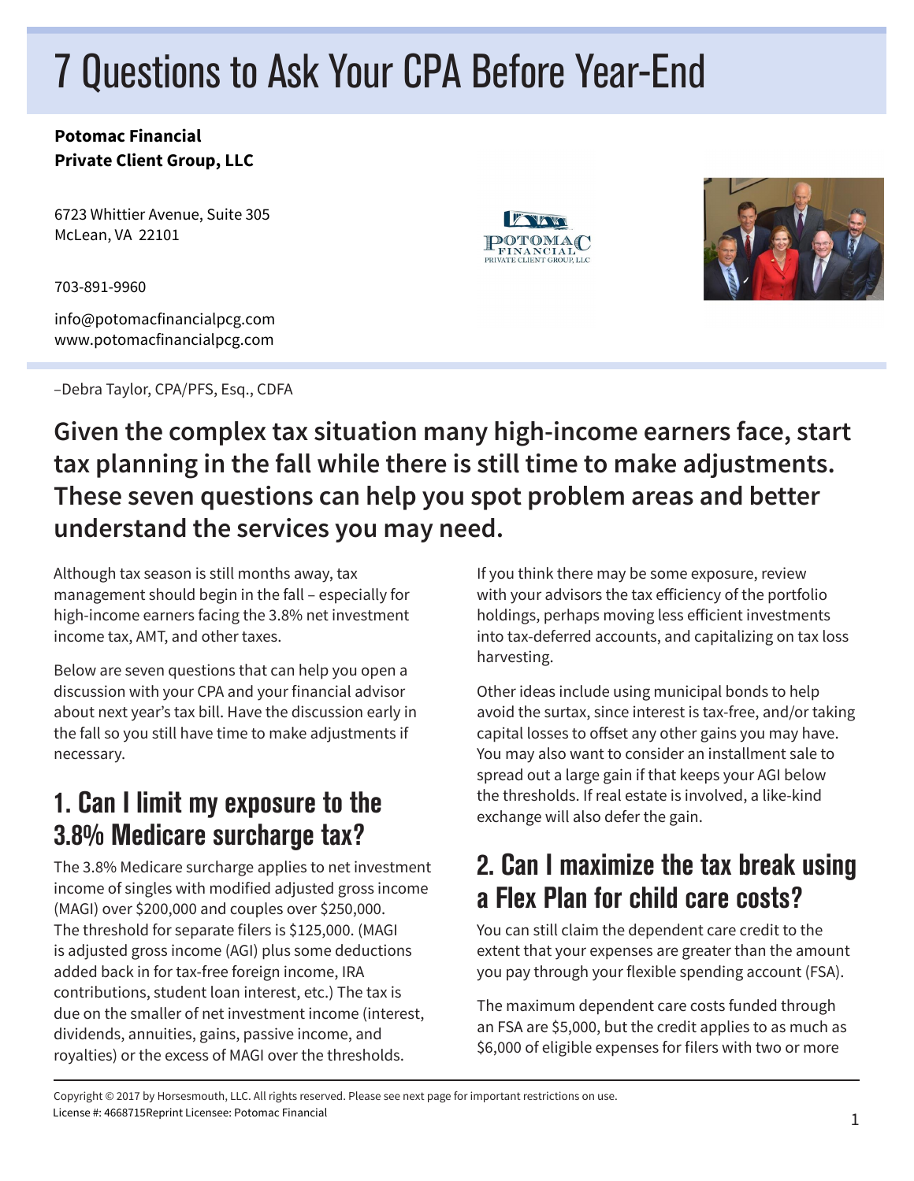# 7 Questions to Ask Your CPA Before Year-End

**Potomac Financial**
**Private Client Group, LLC**

6723 Whittier Avenue, Suite 305
McLean, VA 22101

703-891-9960

info@potomacfinancialpcg.com
www.potomacfinancialpcg.com

–Debra Taylor, CPA/PFS, Esq., CDFA

## Given the complex tax situation many high-income earners face, start tax planning in the fall while there is still time to make adjustments. These seven questions can help you spot problem areas and better understand the services you may need.

Although tax season is still months away, tax management should begin in the fall – especially for high-income earners facing the 3.8% net investment income tax, AMT, and other taxes.

Below are seven questions that can help you open a discussion with your CPA and your financial advisor about next year's tax bill. Have the discussion early in the fall so you still have time to make adjustments if necessary.

## 1. Can I limit my exposure to the 3.8% Medicare surcharge tax?

The 3.8% Medicare surcharge applies to net investment income of singles with modified adjusted gross income (MAGI) over $200,000 and couples over $250,000. The threshold for separate filers is $125,000. (MAGI is adjusted gross income (AGI) plus some deductions added back in for tax-free foreign income, IRA contributions, student loan interest, etc.) The tax is due on the smaller of net investment income (interest, dividends, annuities, gains, passive income, and royalties) or the excess of MAGI over the thresholds.

If you think there may be some exposure, review with your advisors the tax efficiency of the portfolio holdings, perhaps moving less efficient investments into tax-deferred accounts, and capitalizing on tax loss harvesting.

Other ideas include using municipal bonds to help avoid the surtax, since interest is tax-free, and/or taking capital losses to offset any other gains you may have. You may also want to consider an installment sale to spread out a large gain if that keeps your AGI below the thresholds. If real estate is involved, a like-kind exchange will also defer the gain.

## 2. Can I maximize the tax break using a Flex Plan for child care costs?

You can still claim the dependent care credit to the extent that your expenses are greater than the amount you pay through your flexible spending account (FSA).

The maximum dependent care costs funded through an FSA are $5,000, but the credit applies to as much as $6,000 of eligible expenses for filers with two or more

Copyright © 2017 by Horsesmouth, LLC. All rights reserved. Please see next page for important restrictions on use.
License #: 4668715Reprint Licensee: Potomac Financial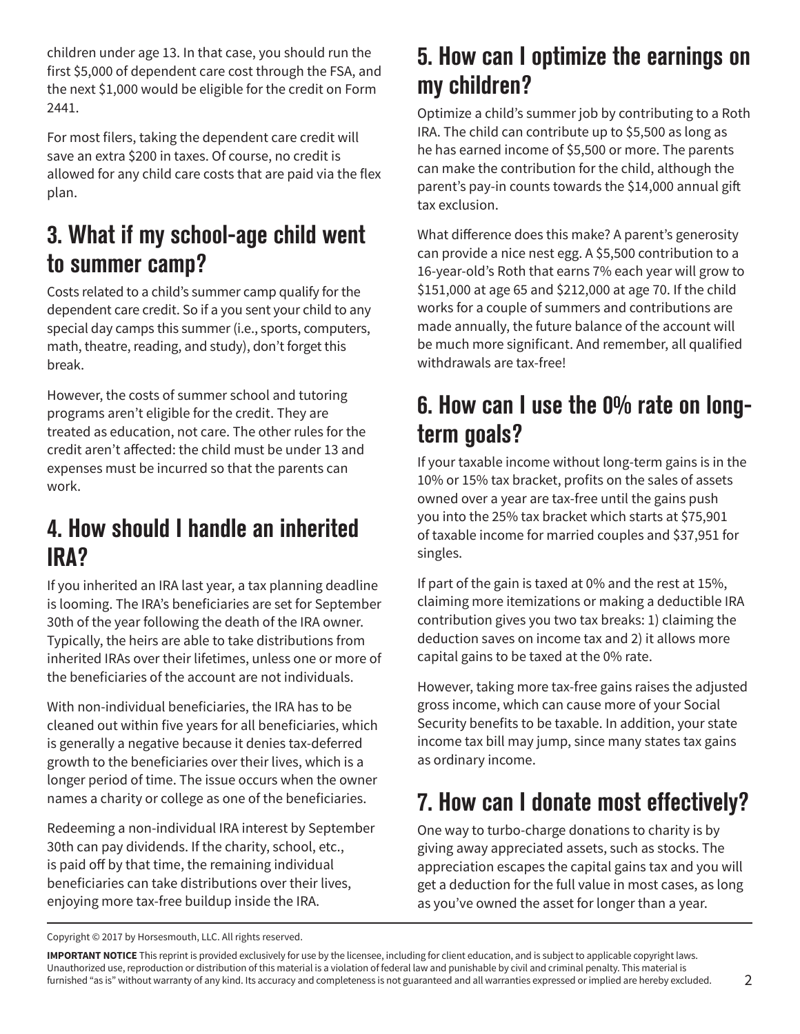children under age 13. In that case, you should run the first $5,000 of dependent care cost through the FSA, and the next $1,000 would be eligible for the credit on Form 2441.

For most filers, taking the dependent care credit will save an extra $200 in taxes. Of course, no credit is allowed for any child care costs that are paid via the flex plan.

## 3. What if my school-age child went to summer camp?

Costs related to a child's summer camp qualify for the dependent care credit. So if a you sent your child to any special day camps this summer (i.e., sports, computers, math, theatre, reading, and study), don't forget this break.

However, the costs of summer school and tutoring programs aren't eligible for the credit. They are treated as education, not care. The other rules for the credit aren't affected: the child must be under 13 and expenses must be incurred so that the parents can work.

## 4. How should I handle an inherited IRA?

If you inherited an IRA last year, a tax planning deadline is looming. The IRA's beneficiaries are set for September 30th of the year following the death of the IRA owner. Typically, the heirs are able to take distributions from inherited IRAs over their lifetimes, unless one or more of the beneficiaries of the account are not individuals.

With non-individual beneficiaries, the IRA has to be cleaned out within five years for all beneficiaries, which is generally a negative because it denies tax-deferred growth to the beneficiaries over their lives, which is a longer period of time. The issue occurs when the owner names a charity or college as one of the beneficiaries.

Redeeming a non-individual IRA interest by September 30th can pay dividends. If the charity, school, etc., is paid off by that time, the remaining individual beneficiaries can take distributions over their lives, enjoying more tax-free buildup inside the IRA.

## 5. How can I optimize the earnings on my children?

Optimize a child's summer job by contributing to a Roth IRA. The child can contribute up to $5,500 as long as he has earned income of $5,500 or more. The parents can make the contribution for the child, although the parent's pay-in counts towards the $14,000 annual gift tax exclusion.

What difference does this make? A parent's generosity can provide a nice nest egg. A $5,500 contribution to a 16-year-old's Roth that earns 7% each year will grow to $151,000 at age 65 and $212,000 at age 70. If the child works for a couple of summers and contributions are made annually, the future balance of the account will be much more significant. And remember, all qualified withdrawals are tax-free!

## 6. How can I use the 0% rate on long-term goals?

If your taxable income without long-term gains is in the 10% or 15% tax bracket, profits on the sales of assets owned over a year are tax-free until the gains push you into the 25% tax bracket which starts at $75,901 of taxable income for married couples and $37,951 for singles.

If part of the gain is taxed at 0% and the rest at 15%, claiming more itemizations or making a deductible IRA contribution gives you two tax breaks: 1) claiming the deduction saves on income tax and 2) it allows more capital gains to be taxed at the 0% rate.

However, taking more tax-free gains raises the adjusted gross income, which can cause more of your Social Security benefits to be taxable. In addition, your state income tax bill may jump, since many states tax gains as ordinary income.

## 7. How can I donate most effectively?

One way to turbo-charge donations to charity is by giving away appreciated assets, such as stocks. The appreciation escapes the capital gains tax and you will get a deduction for the full value in most cases, as long as you've owned the asset for longer than a year.

Copyright © 2017 by Horsesmouth, LLC. All rights reserved.

**IMPORTANT NOTICE** This reprint is provided exclusively for use by the licensee, including for client education, and is subject to applicable copyright laws. Unauthorized use, reproduction or distribution of this material is a violation of federal law and punishable by civil and criminal penalty. This material is furnished "as is" without warranty of any kind. Its accuracy and completeness is not guaranteed and all warranties expressed or implied are hereby excluded.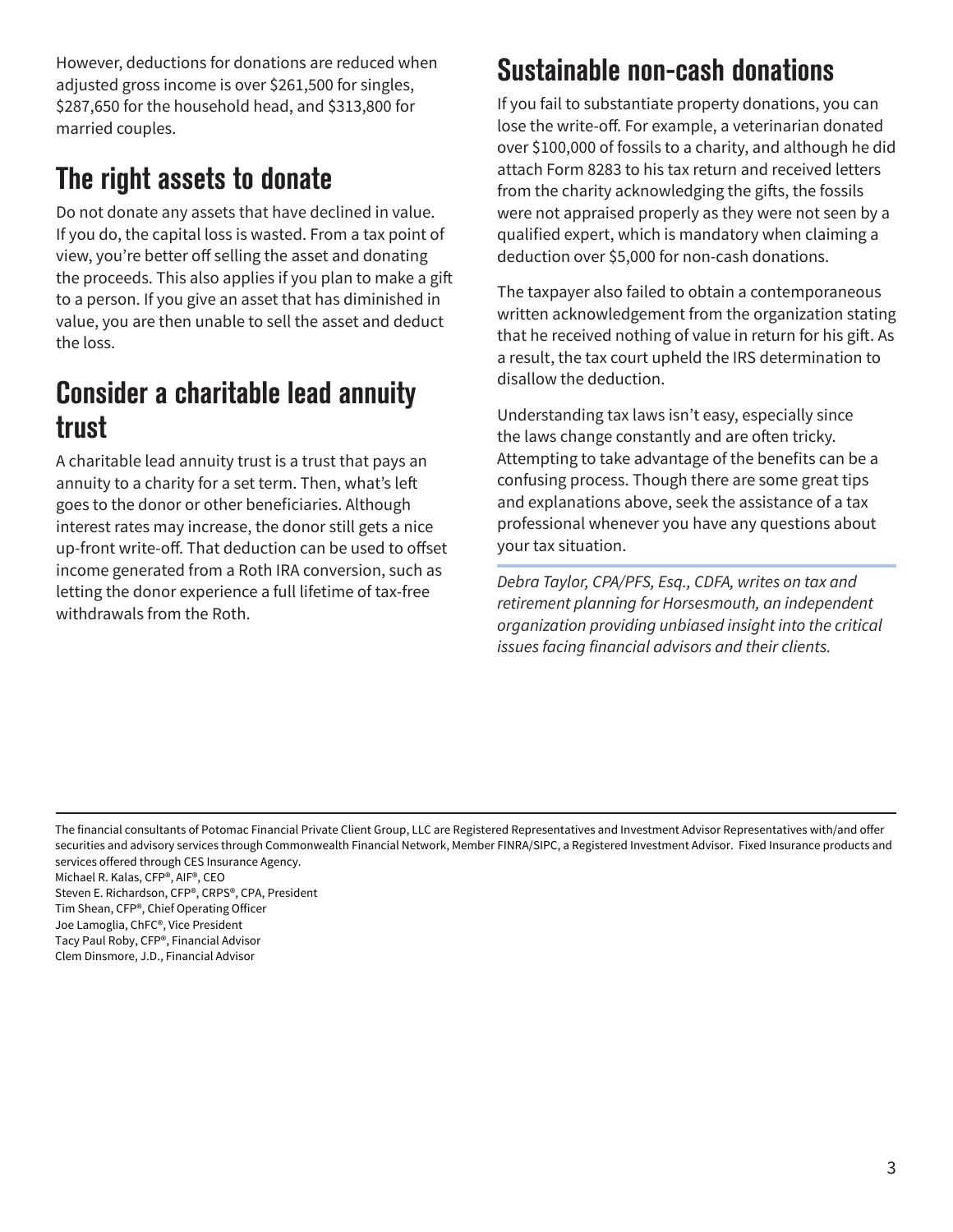However, deductions for donations are reduced when adjusted gross income is over $261,500 for singles, $287,650 for the household head, and $313,800 for married couples.

## The right assets to donate

Do not donate any assets that have declined in value. If you do, the capital loss is wasted. From a tax point of view, you're better off selling the asset and donating the proceeds. This also applies if you plan to make a gift to a person. If you give an asset that has diminished in value, you are then unable to sell the asset and deduct the loss.

## Consider a charitable lead annuity trust

A charitable lead annuity trust is a trust that pays an annuity to a charity for a set term. Then, what's left goes to the donor or other beneficiaries. Although interest rates may increase, the donor still gets a nice up-front write-off. That deduction can be used to offset income generated from a Roth IRA conversion, such as letting the donor experience a full lifetime of tax-free withdrawals from the Roth.

## Sustainable non-cash donations

If you fail to substantiate property donations, you can lose the write-off. For example, a veterinarian donated over $100,000 of fossils to a charity, and although he did attach Form 8283 to his tax return and received letters from the charity acknowledging the gifts, the fossils were not appraised properly as they were not seen by a qualified expert, which is mandatory when claiming a deduction over $5,000 for non-cash donations.

The taxpayer also failed to obtain a contemporaneous written acknowledgement from the organization stating that he received nothing of value in return for his gift. As a result, the tax court upheld the IRS determination to disallow the deduction.

Understanding tax laws isn't easy, especially since the laws change constantly and are often tricky. Attempting to take advantage of the benefits can be a confusing process. Though there are some great tips and explanations above, seek the assistance of a tax professional whenever you have any questions about your tax situation.

*Debra Taylor, CPA/PFS, Esq., CDFA, writes on tax and retirement planning for Horsesmouth, an independent organization providing unbiased insight into the critical issues facing financial advisors and their clients.*

---

The financial consultants of Potomac Financial Private Client Group, LLC are Registered Representatives and Investment Advisor Representatives with/and offer securities and advisory services through Commonwealth Financial Network, Member FINRA/SIPC, a Registered Investment Advisor. Fixed Insurance products and services offered through CES Insurance Agency.

Michael R. Kalas, CFP®, AIF®, CEO
Steven E. Richardson, CFP®, CRPS®, CPA, President
Tim Shean, CFP®, Chief Operating Officer
Joe Lamoglia, ChFC®, Vice President
Tacy Paul Roby, CFP®, Financial Advisor
Clem Dinsmore, J.D., Financial Advisor